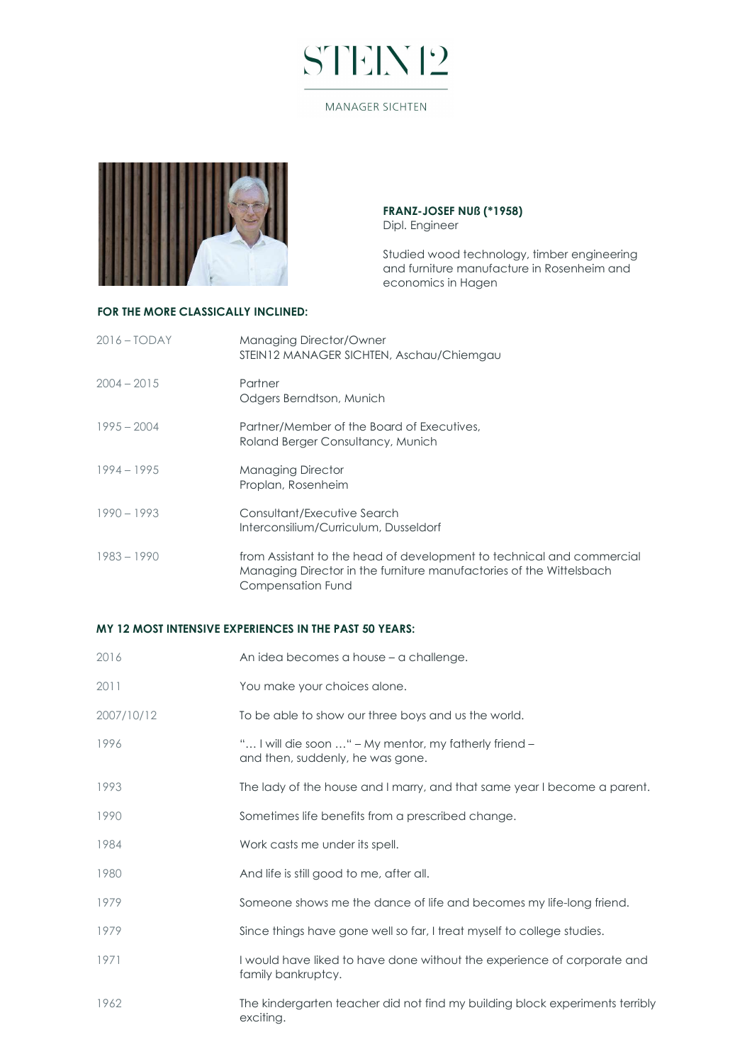# STEIN12

MANAGER SICHTEN

**FRANZ-JOSEF NUß (*1958)**
Dipl. Engineer

Studied wood technology, timber engineering and furniture manufacture in Rosenheim and economics in Hagen

## FOR THE MORE CLASSICALLY INCLINED:

| | |
|---|---|
| 2016 – TODAY | Managing Director/Owner<br>STEIN12 MANAGER SICHTEN, Aschau/Chiemgau |
| 2004 – 2015 | Partner<br>Odgers Berndtson, Munich |
| 1995 – 2004 | Partner/Member of the Board of Executives,<br>Roland Berger Consultancy, Munich |
| 1994 – 1995 | Managing Director<br>Proplan, Rosenheim |
| 1990 – 1993 | Consultant/Executive Search<br>Interconsilium/Curriculum, Dusseldorf |
| 1983 – 1990 | from Assistant to the head of development to technical and commercial Managing Director in the furniture manufactories of the Wittelsbach Compensation Fund |

## MY 12 MOST INTENSIVE EXPERIENCES IN THE PAST 50 YEARS:

| | |
|---|---|
| 2016 | An idea becomes a house – a challenge. |
| 2011 | You make your choices alone. |
| 2007/10/12 | To be able to show our three boys and us the world. |
| 1996 | "… I will die soon …" – My mentor, my fatherly friend –<br>and then, suddenly, he was gone. |
| 1993 | The lady of the house and I marry, and that same year I become a parent. |
| 1990 | Sometimes life benefits from a prescribed change. |
| 1984 | Work casts me under its spell. |
| 1980 | And life is still good to me, after all. |
| 1979 | Someone shows me the dance of life and becomes my life-long friend. |
| 1979 | Since things have gone well so far, I treat myself to college studies. |
| 1971 | I would have liked to have done without the experience of corporate and family bankruptcy. |
| 1962 | The kindergarten teacher did not find my building block experiments terribly exciting. |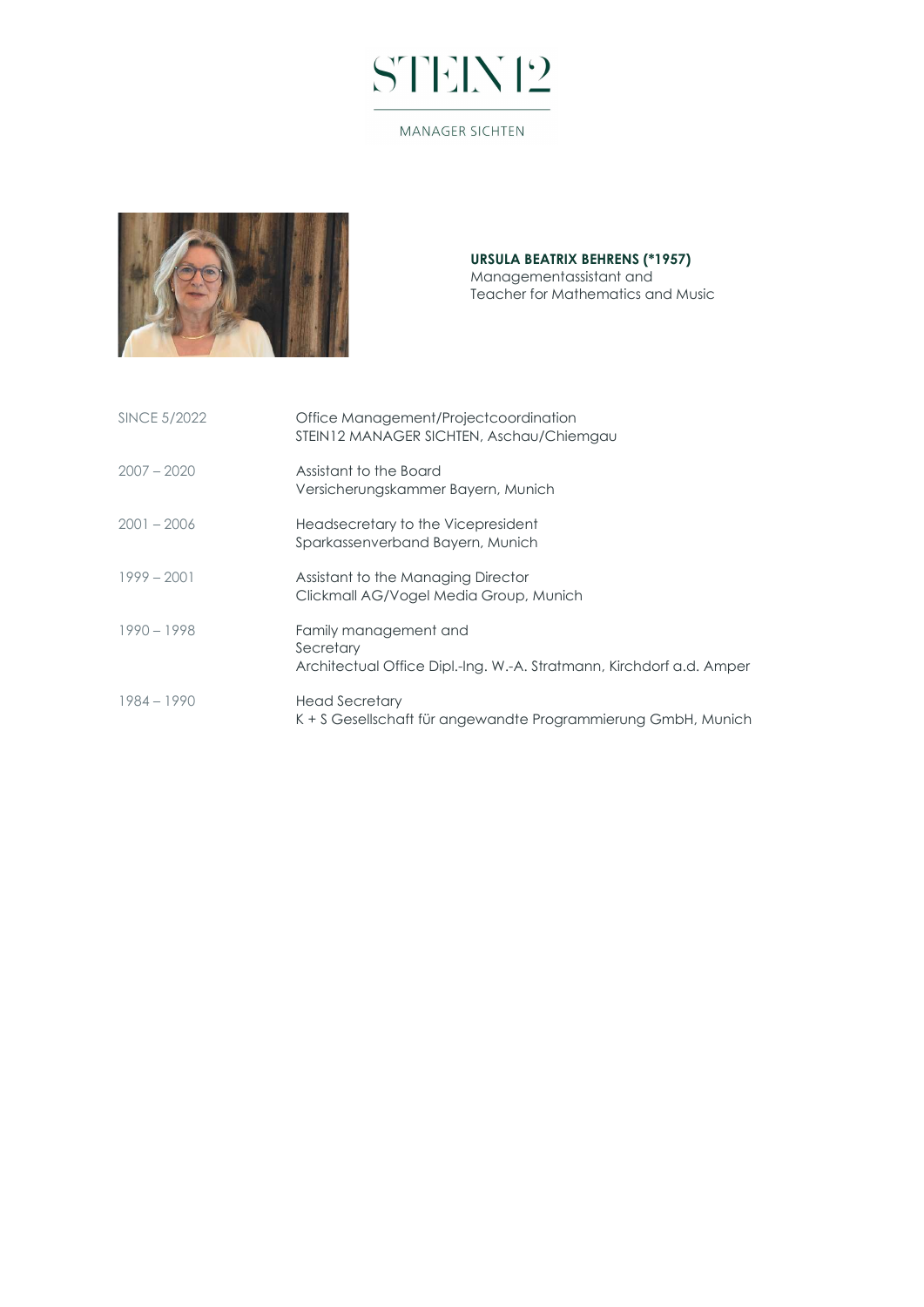STEIN12

MANAGER SICHTEN

**URSULA BEATRIX BEHRENS (*1957)**
Managementassistant and
Teacher for Mathematics and Music

| | |
|---|---|
| SINCE 5/2022 | Office Management/Projectcoordination<br>STEIN12 MANAGER SICHTEN, Aschau/Chiemgau |
| 2007 – 2020 | Assistant to the Board<br>Versicherungskammer Bayern, Munich |
| 2001 – 2006 | Headsecretary to the Vicepresident<br>Sparkassenverband Bayern, Munich |
| 1999 – 2001 | Assistant to the Managing Director<br>Clickmall AG/Vogel Media Group, Munich |
| 1990 – 1998 | Family management and<br>Secretary<br>Architectual Office Dipl.-Ing. W.-A. Stratmann, Kirchdorf a.d. Amper |
| 1984 – 1990 | Head Secretary<br>K + S Gesellschaft für angewandte Programmierung GmbH, Munich |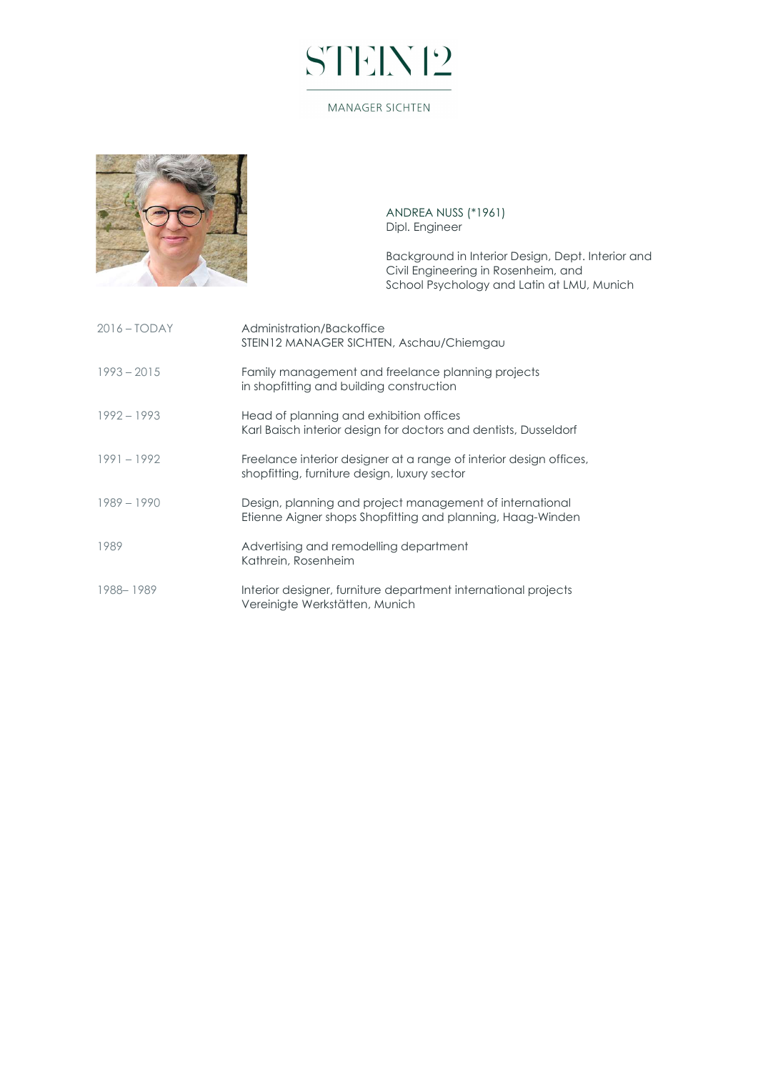# STEIN 12

MANAGER SICHTEN

ANDREA NUSS (*1961)
Dipl. Engineer

Background in Interior Design, Dept. Interior and Civil Engineering in Rosenheim, and School Psychology and Latin at LMU, Munich

| | |
|---|---|
| 2016 – TODAY | Administration/Backoffice<br>STEIN12 MANAGER SICHTEN, Aschau/Chiemgau |
| 1993 – 2015 | Family management and freelance planning projects<br>in shopfitting and building construction |
| 1992 – 1993 | Head of planning and exhibition offices<br>Karl Baisch interior design for doctors and dentists, Dusseldorf |
| 1991 – 1992 | Freelance interior designer at a range of interior design offices,<br>shopfitting, furniture design, luxury sector |
| 1989 – 1990 | Design, planning and project management of international<br>Etienne Aigner shops Shopfitting and planning, Haag-Winden |
| 1989 | Advertising and remodelling department<br>Kathrein, Rosenheim |
| 1988– 1989 | Interior designer, furniture department international projects<br>Vereinigte Werkstätten, Munich |